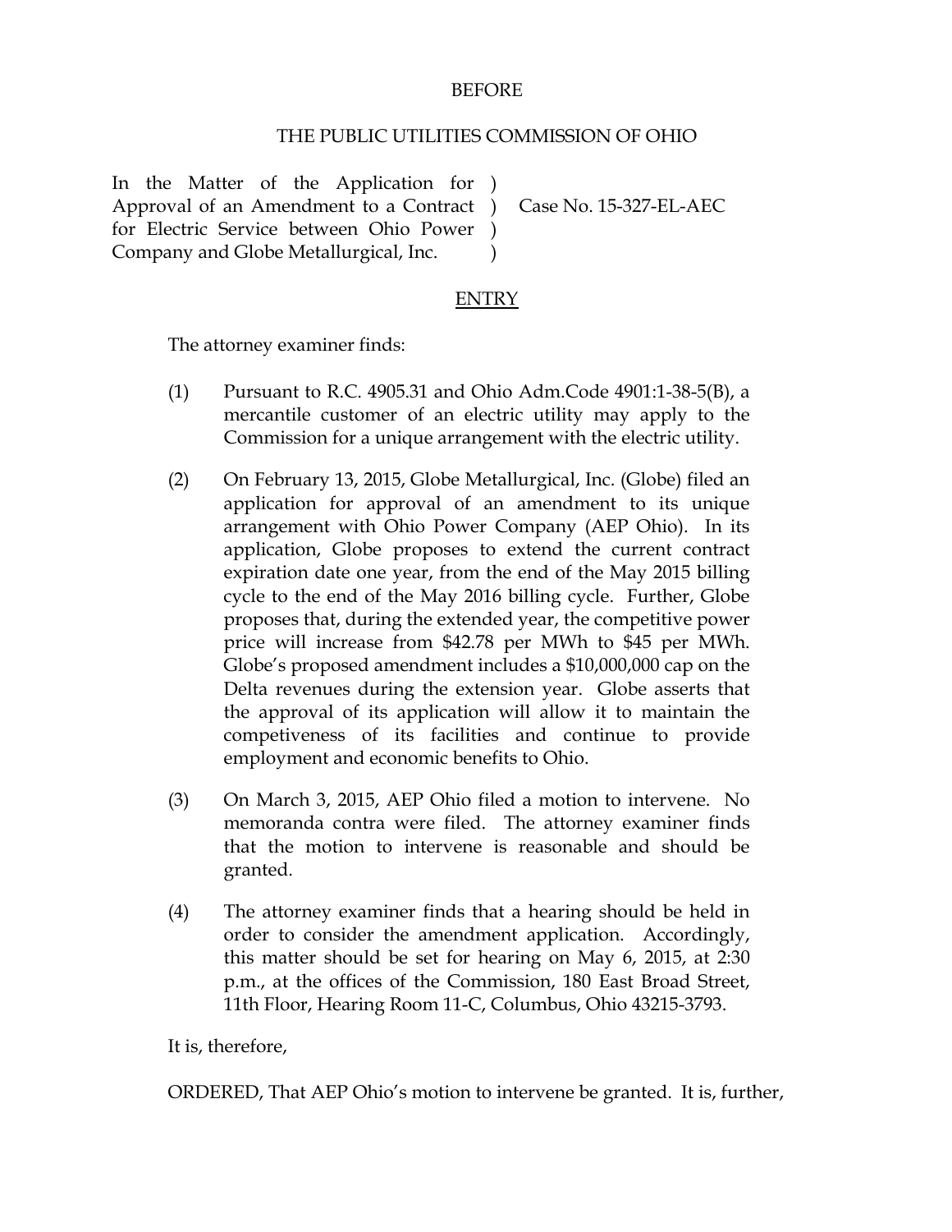BEFORE

THE PUBLIC UTILITIES COMMISSION OF OHIO

| | | |
|---|---|---|
| In the Matter of the Application for Approval of an Amendment to a Contract for Electric Service between Ohio Power Company and Globe Metallurgical, Inc. | ) ) ) ) | Case No. 15-327-EL-AEC |

ENTRY

The attorney examiner finds:

(1) Pursuant to R.C. 4905.31 and Ohio Adm.Code 4901:1-38-5(B), a mercantile customer of an electric utility may apply to the Commission for a unique arrangement with the electric utility.

(2) On February 13, 2015, Globe Metallurgical, Inc. (Globe) filed an application for approval of an amendment to its unique arrangement with Ohio Power Company (AEP Ohio). In its application, Globe proposes to extend the current contract expiration date one year, from the end of the May 2015 billing cycle to the end of the May 2016 billing cycle. Further, Globe proposes that, during the extended year, the competitive power price will increase from $42.78 per MWh to $45 per MWh. Globe's proposed amendment includes a $10,000,000 cap on the Delta revenues during the extension year. Globe asserts that the approval of its application will allow it to maintain the competiveness of its facilities and continue to provide employment and economic benefits to Ohio.

(3) On March 3, 2015, AEP Ohio filed a motion to intervene. No memoranda contra were filed. The attorney examiner finds that the motion to intervene is reasonable and should be granted.

(4) The attorney examiner finds that a hearing should be held in order to consider the amendment application. Accordingly, this matter should be set for hearing on May 6, 2015, at 2:30 p.m., at the offices of the Commission, 180 East Broad Street, 11th Floor, Hearing Room 11-C, Columbus, Ohio 43215-3793.

It is, therefore,

ORDERED, That AEP Ohio's motion to intervene be granted. It is, further,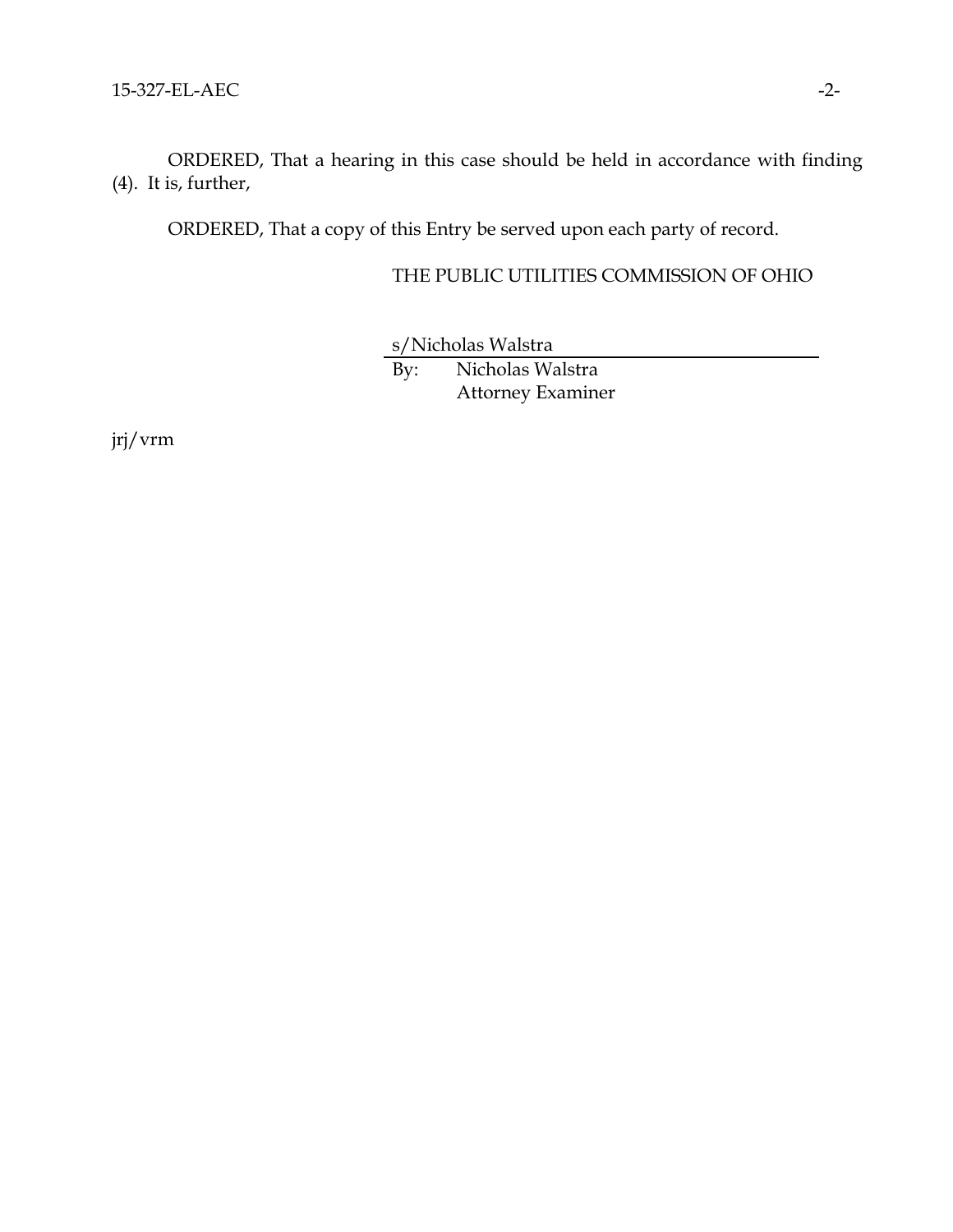ORDERED, That a hearing in this case should be held in accordance with finding (4). It is, further,

ORDERED, That a copy of this Entry be served upon each party of record.

THE PUBLIC UTILITIES COMMISSION OF OHIO

s/Nicholas Walstra

By: Nicholas Walstra
Attorney Examiner

jrj/vrm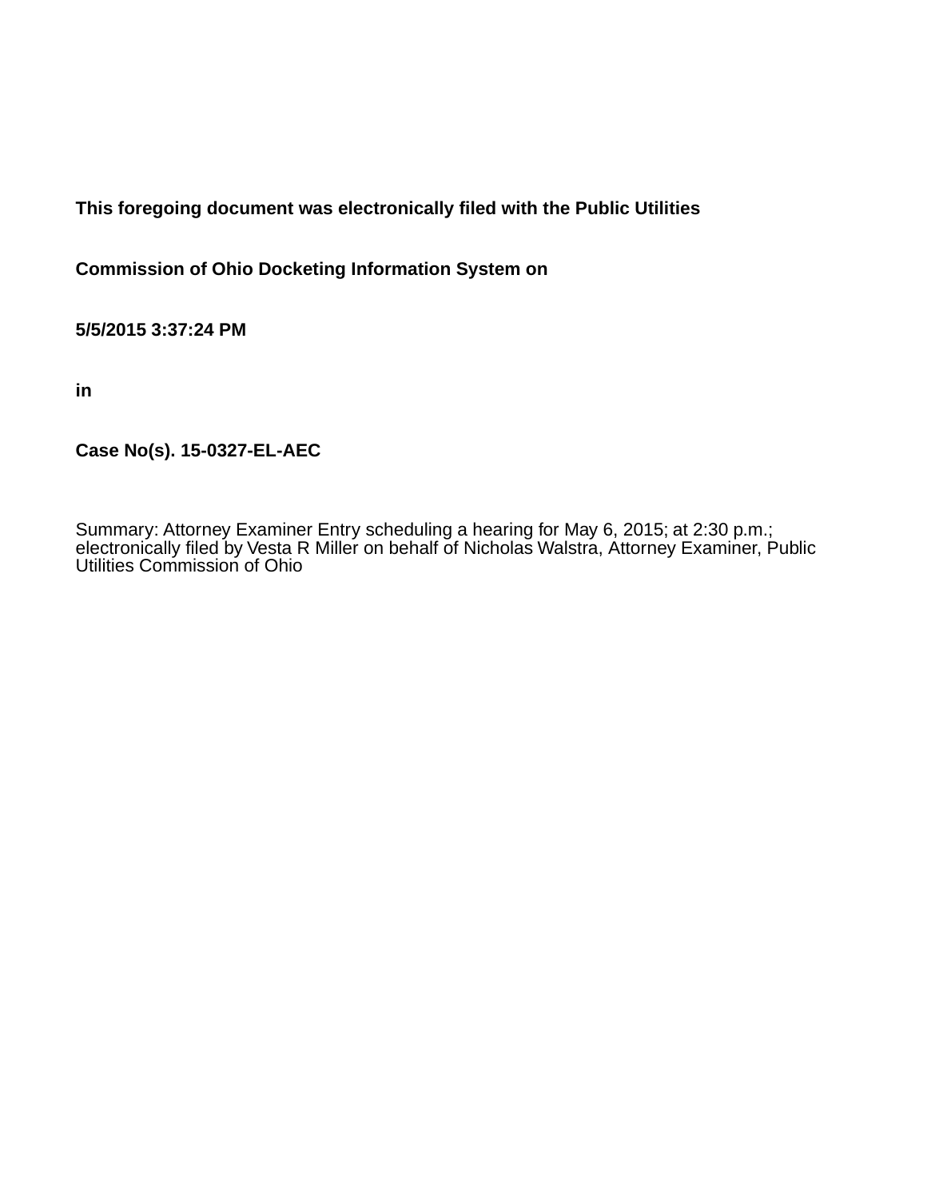**This foregoing document was electronically filed with the Public Utilities**

**Commission of Ohio Docketing Information System on**

**5/5/2015 3:37:24 PM**

**in**

**Case No(s). 15-0327-EL-AEC**

Summary: Attorney Examiner Entry scheduling a hearing for May 6, 2015; at 2:30 p.m.; electronically filed by Vesta R Miller on behalf of Nicholas Walstra, Attorney Examiner, Public Utilities Commission of Ohio